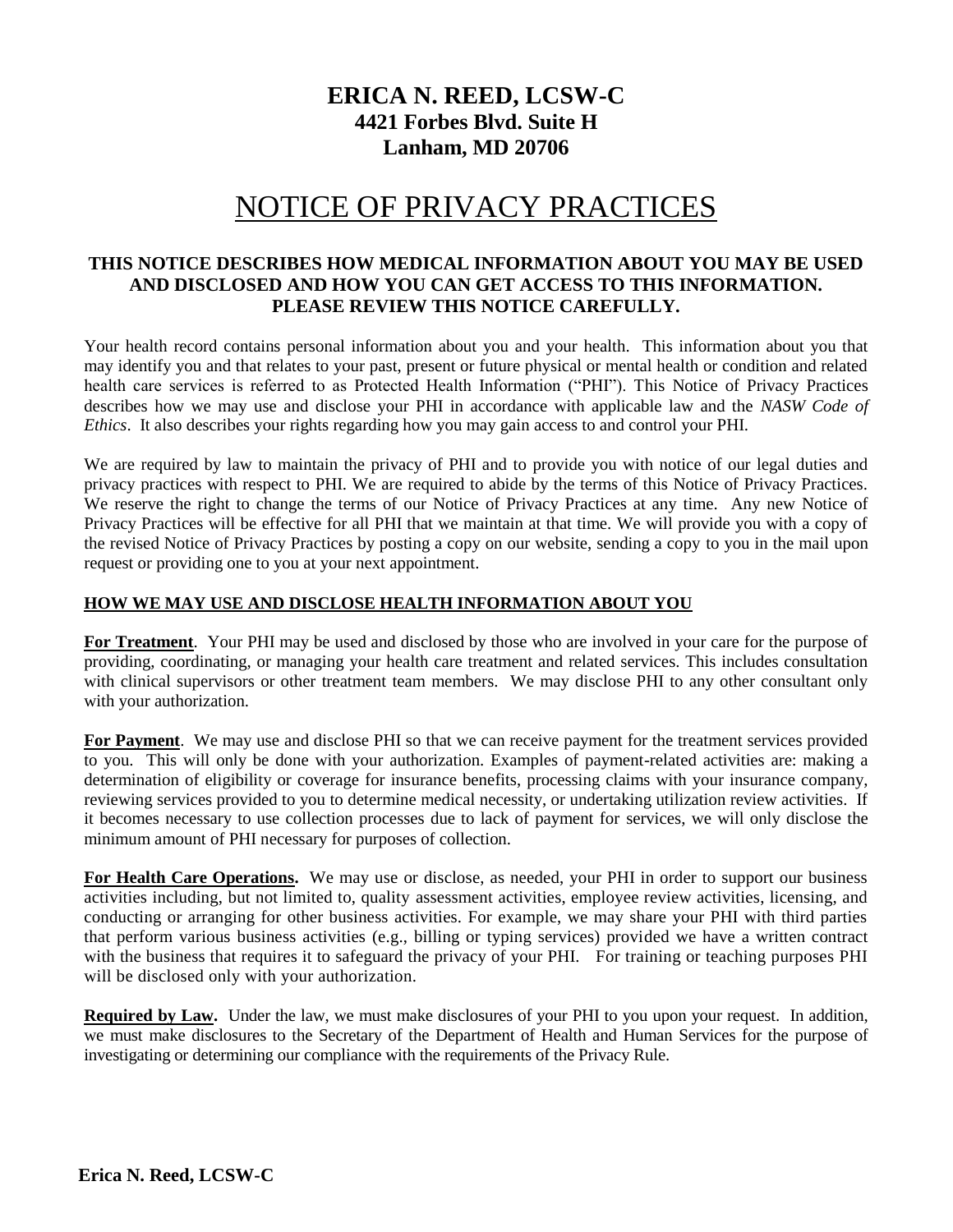# ERICA N. REED, LCSW-C

**4421 Forbes Blvd. Suite H**
**Lanham, MD 20706**

# NOTICE OF PRIVACY PRACTICES

**THIS NOTICE DESCRIBES HOW MEDICAL INFORMATION ABOUT YOU MAY BE USED AND DISCLOSED AND HOW YOU CAN GET ACCESS TO THIS INFORMATION. PLEASE REVIEW THIS NOTICE CAREFULLY.**

Your health record contains personal information about you and your health. This information about you that may identify you and that relates to your past, present or future physical or mental health or condition and related health care services is referred to as Protected Health Information ("PHI"). This Notice of Privacy Practices describes how we may use and disclose your PHI in accordance with applicable law and the *NASW Code of Ethics*. It also describes your rights regarding how you may gain access to and control your PHI.

We are required by law to maintain the privacy of PHI and to provide you with notice of our legal duties and privacy practices with respect to PHI. We are required to abide by the terms of this Notice of Privacy Practices. We reserve the right to change the terms of our Notice of Privacy Practices at any time. Any new Notice of Privacy Practices will be effective for all PHI that we maintain at that time. We will provide you with a copy of the revised Notice of Privacy Practices by posting a copy on our website, sending a copy to you in the mail upon request or providing one to you at your next appointment.

## HOW WE MAY USE AND DISCLOSE HEALTH INFORMATION ABOUT YOU

**For Treatment**. Your PHI may be used and disclosed by those who are involved in your care for the purpose of providing, coordinating, or managing your health care treatment and related services. This includes consultation with clinical supervisors or other treatment team members. We may disclose PHI to any other consultant only with your authorization.

**For Payment**. We may use and disclose PHI so that we can receive payment for the treatment services provided to you. This will only be done with your authorization. Examples of payment-related activities are: making a determination of eligibility or coverage for insurance benefits, processing claims with your insurance company, reviewing services provided to you to determine medical necessity, or undertaking utilization review activities. If it becomes necessary to use collection processes due to lack of payment for services, we will only disclose the minimum amount of PHI necessary for purposes of collection.

**For Health Care Operations.** We may use or disclose, as needed, your PHI in order to support our business activities including, but not limited to, quality assessment activities, employee review activities, licensing, and conducting or arranging for other business activities. For example, we may share your PHI with third parties that perform various business activities (e.g., billing or typing services) provided we have a written contract with the business that requires it to safeguard the privacy of your PHI. For training or teaching purposes PHI will be disclosed only with your authorization.

**Required by Law.** Under the law, we must make disclosures of your PHI to you upon your request. In addition, we must make disclosures to the Secretary of the Department of Health and Human Services for the purpose of investigating or determining our compliance with the requirements of the Privacy Rule.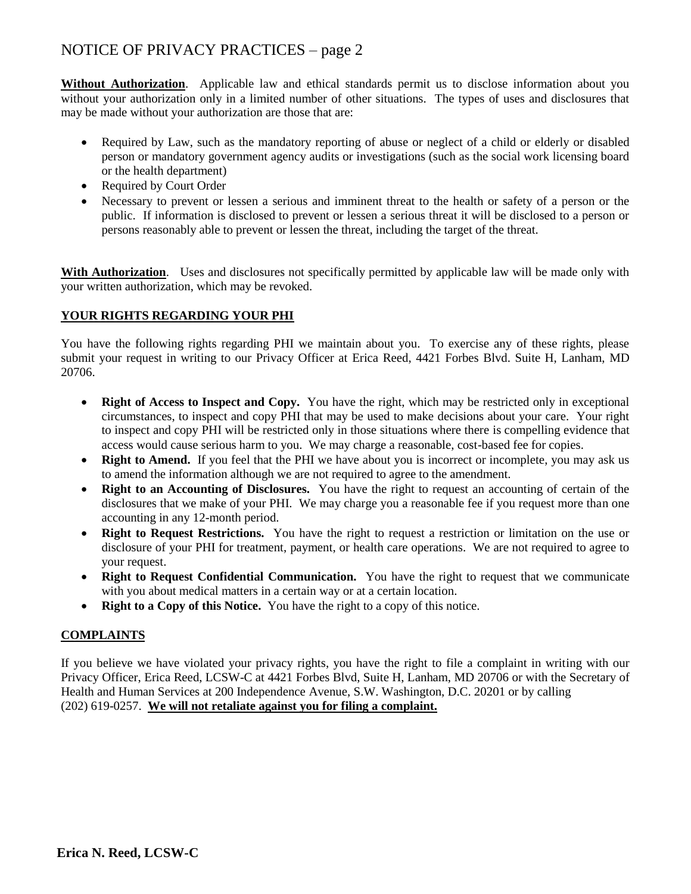**Without Authorization**. Applicable law and ethical standards permit us to disclose information about you without your authorization only in a limited number of other situations. The types of uses and disclosures that may be made without your authorization are those that are:

- Required by Law, such as the mandatory reporting of abuse or neglect of a child or elderly or disabled person or mandatory government agency audits or investigations (such as the social work licensing board or the health department)
- Required by Court Order
- Necessary to prevent or lessen a serious and imminent threat to the health or safety of a person or the public. If information is disclosed to prevent or lessen a serious threat it will be disclosed to a person or persons reasonably able to prevent or lessen the threat, including the target of the threat.

**With Authorization**. Uses and disclosures not specifically permitted by applicable law will be made only with your written authorization, which may be revoked.

## YOUR RIGHTS REGARDING YOUR PHI

You have the following rights regarding PHI we maintain about you. To exercise any of these rights, please submit your request in writing to our Privacy Officer at Erica Reed, 4421 Forbes Blvd. Suite H, Lanham, MD 20706.

- **Right of Access to Inspect and Copy.** You have the right, which may be restricted only in exceptional circumstances, to inspect and copy PHI that may be used to make decisions about your care. Your right to inspect and copy PHI will be restricted only in those situations where there is compelling evidence that access would cause serious harm to you. We may charge a reasonable, cost-based fee for copies.
- **Right to Amend.** If you feel that the PHI we have about you is incorrect or incomplete, you may ask us to amend the information although we are not required to agree to the amendment.
- **Right to an Accounting of Disclosures.** You have the right to request an accounting of certain of the disclosures that we make of your PHI. We may charge you a reasonable fee if you request more than one accounting in any 12-month period.
- **Right to Request Restrictions.** You have the right to request a restriction or limitation on the use or disclosure of your PHI for treatment, payment, or health care operations. We are not required to agree to your request.
- **Right to Request Confidential Communication.** You have the right to request that we communicate with you about medical matters in a certain way or at a certain location.
- **Right to a Copy of this Notice.** You have the right to a copy of this notice.

## COMPLAINTS

If you believe we have violated your privacy rights, you have the right to file a complaint in writing with our Privacy Officer, Erica Reed, LCSW-C at 4421 Forbes Blvd, Suite H, Lanham, MD 20706 or with the Secretary of Health and Human Services at 200 Independence Avenue, S.W. Washington, D.C. 20201 or by calling (202) 619-0257. **We will not retaliate against you for filing a complaint.**

**Erica N. Reed, LCSW-C**